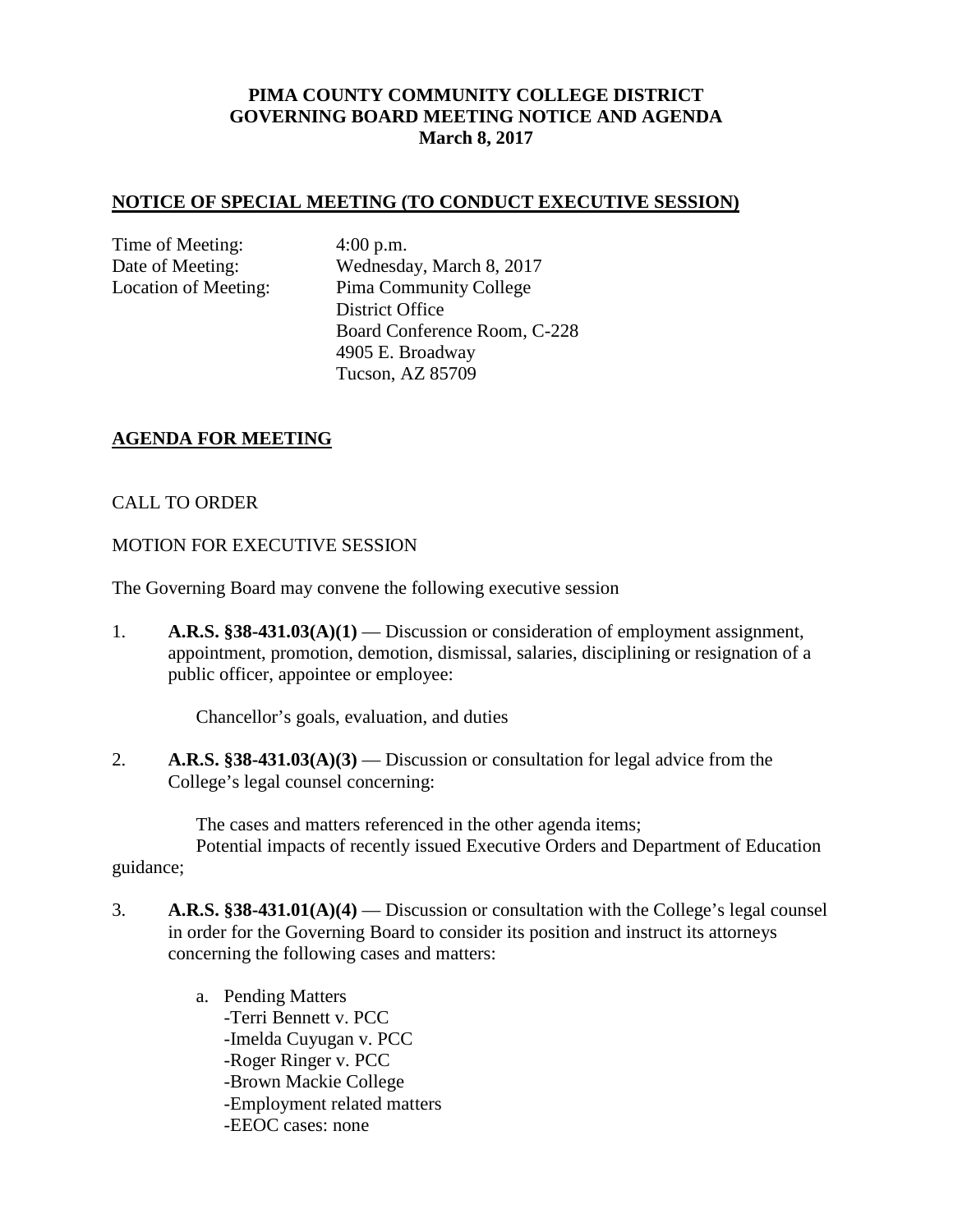**PIMA COUNTY COMMUNITY COLLEGE DISTRICT**
**GOVERNING BOARD MEETING NOTICE AND AGENDA**
**March 8, 2017**

## NOTICE OF SPECIAL MEETING (TO CONDUCT EXECUTIVE SESSION)

Time of Meeting: 4:00 p.m.
Date of Meeting: Wednesday, March 8, 2017
Location of Meeting: Pima Community College
District Office
Board Conference Room, C-228
4905 E. Broadway
Tucson, AZ 85709

## AGENDA FOR MEETING

CALL TO ORDER

MOTION FOR EXECUTIVE SESSION

The Governing Board may convene the following executive session

1. **A.R.S. §38-431.03(A)(1)** — Discussion or consideration of employment assignment, appointment, promotion, demotion, dismissal, salaries, disciplining or resignation of a public officer, appointee or employee:

   Chancellor's goals, evaluation, and duties

2. **A.R.S. §38-431.03(A)(3)** — Discussion or consultation for legal advice from the College's legal counsel concerning:

   The cases and matters referenced in the other agenda items;
   Potential impacts of recently issued Executive Orders and Department of Education guidance;

3. **A.R.S. §38-431.01(A)(4)** — Discussion or consultation with the College's legal counsel in order for the Governing Board to consider its position and instruct its attorneys concerning the following cases and matters:

   a. Pending Matters
      -Terri Bennett v. PCC
      -Imelda Cuyugan v. PCC
      -Roger Ringer v. PCC
      -Brown Mackie College
      -Employment related matters
      -EEOC cases: none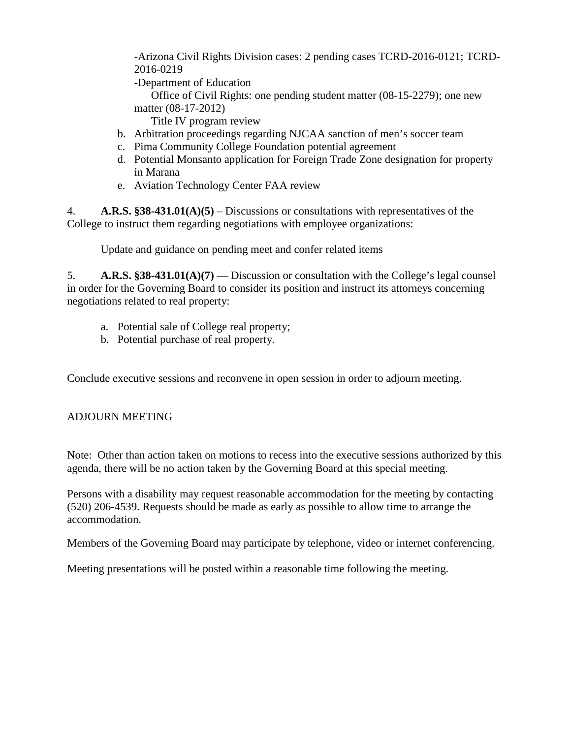-Arizona Civil Rights Division cases: 2 pending cases TCRD-2016-0121; TCRD-2016-0219

-Department of Education

Office of Civil Rights: one pending student matter (08-15-2279); one new matter (08-17-2012)

Title IV program review

b. Arbitration proceedings regarding NJCAA sanction of men's soccer team
c. Pima Community College Foundation potential agreement
d. Potential Monsanto application for Foreign Trade Zone designation for property in Marana
e. Aviation Technology Center FAA review

4. **A.R.S. §38-431.01(A)(5)** – Discussions or consultations with representatives of the College to instruct them regarding negotiations with employee organizations:

Update and guidance on pending meet and confer related items

5. **A.R.S. §38-431.01(A)(7)** — Discussion or consultation with the College's legal counsel in order for the Governing Board to consider its position and instruct its attorneys concerning negotiations related to real property:

a. Potential sale of College real property;
b. Potential purchase of real property.

Conclude executive sessions and reconvene in open session in order to adjourn meeting.

ADJOURN MEETING

Note: Other than action taken on motions to recess into the executive sessions authorized by this agenda, there will be no action taken by the Governing Board at this special meeting.

Persons with a disability may request reasonable accommodation for the meeting by contacting (520) 206-4539. Requests should be made as early as possible to allow time to arrange the accommodation.

Members of the Governing Board may participate by telephone, video or internet conferencing.

Meeting presentations will be posted within a reasonable time following the meeting.